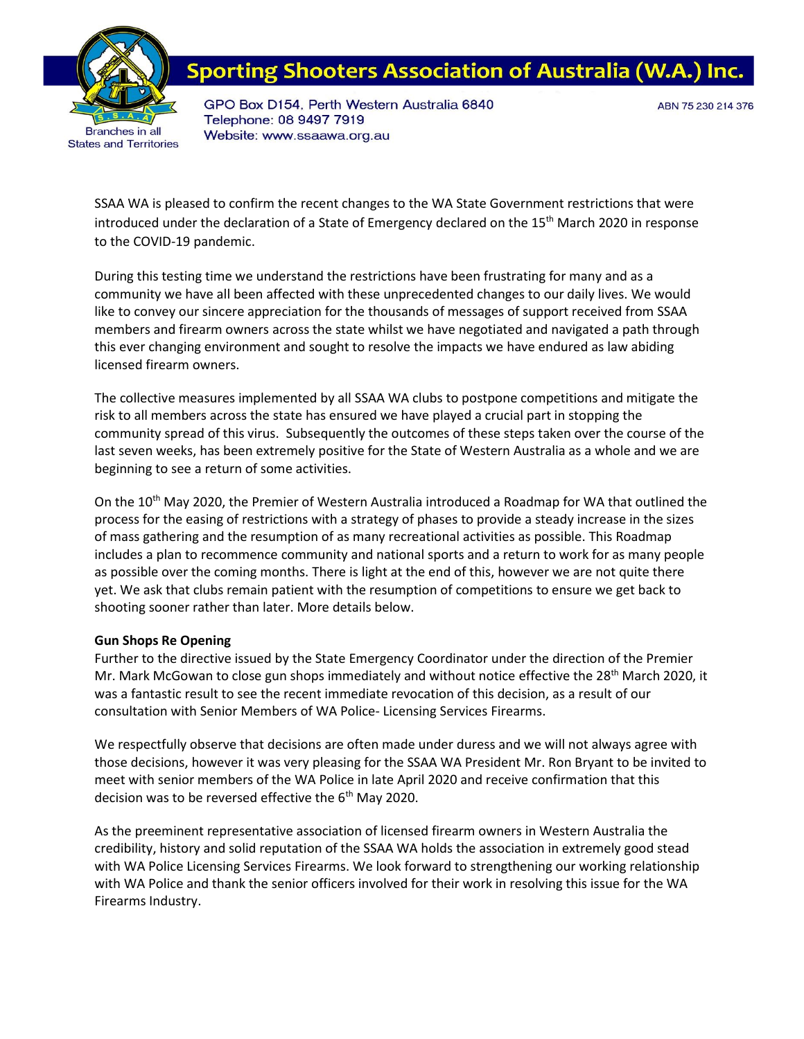# Sporting Shooters Association of Australia (W.A.) Inc.

Branches in all States and Territories

GPO Box D154, Perth Western Australia 6840
Telephone: 08 9497 7919
Website: www.ssaawa.org.au

ABN 75 230 214 376

SSAA WA is pleased to confirm the recent changes to the WA State Government restrictions that were introduced under the declaration of a State of Emergency declared on the 15th March 2020 in response to the COVID-19 pandemic.

During this testing time we understand the restrictions have been frustrating for many and as a community we have all been affected with these unprecedented changes to our daily lives. We would like to convey our sincere appreciation for the thousands of messages of support received from SSAA members and firearm owners across the state whilst we have negotiated and navigated a path through this ever changing environment and sought to resolve the impacts we have endured as law abiding licensed firearm owners.

The collective measures implemented by all SSAA WA clubs to postpone competitions and mitigate the risk to all members across the state has ensured we have played a crucial part in stopping the community spread of this virus. Subsequently the outcomes of these steps taken over the course of the last seven weeks, has been extremely positive for the State of Western Australia as a whole and we are beginning to see a return of some activities.

On the 10th May 2020, the Premier of Western Australia introduced a Roadmap for WA that outlined the process for the easing of restrictions with a strategy of phases to provide a steady increase in the sizes of mass gathering and the resumption of as many recreational activities as possible. This Roadmap includes a plan to recommence community and national sports and a return to work for as many people as possible over the coming months. There is light at the end of this, however we are not quite there yet. We ask that clubs remain patient with the resumption of competitions to ensure we get back to shooting sooner rather than later. More details below.

**Gun Shops Re Opening**

Further to the directive issued by the State Emergency Coordinator under the direction of the Premier Mr. Mark McGowan to close gun shops immediately and without notice effective the 28th March 2020, it was a fantastic result to see the recent immediate revocation of this decision, as a result of our consultation with Senior Members of WA Police- Licensing Services Firearms.

We respectfully observe that decisions are often made under duress and we will not always agree with those decisions, however it was very pleasing for the SSAA WA President Mr. Ron Bryant to be invited to meet with senior members of the WA Police in late April 2020 and receive confirmation that this decision was to be reversed effective the 6th May 2020.

As the preeminent representative association of licensed firearm owners in Western Australia the credibility, history and solid reputation of the SSAA WA holds the association in extremely good stead with WA Police Licensing Services Firearms. We look forward to strengthening our working relationship with WA Police and thank the senior officers involved for their work in resolving this issue for the WA Firearms Industry.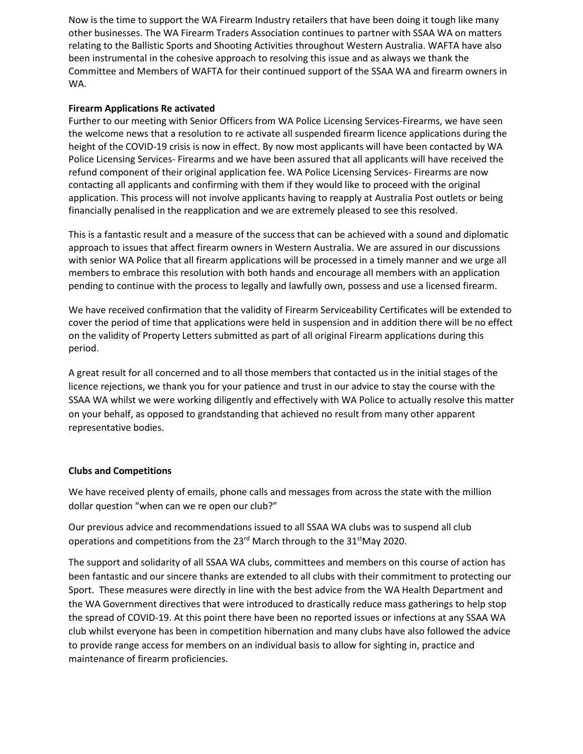Now is the time to support the WA Firearm Industry retailers that have been doing it tough like many other businesses. The WA Firearm Traders Association continues to partner with SSAA WA on matters relating to the Ballistic Sports and Shooting Activities throughout Western Australia. WAFTA have also been instrumental in the cohesive approach to resolving this issue and as always we thank the Committee and Members of WAFTA for their continued support of the SSAA WA and firearm owners in WA.

**Firearm Applications Re activated**

Further to our meeting with Senior Officers from WA Police Licensing Services-Firearms, we have seen the welcome news that a resolution to re activate all suspended firearm licence applications during the height of the COVID-19 crisis is now in effect. By now most applicants will have been contacted by WA Police Licensing Services- Firearms and we have been assured that all applicants will have received the refund component of their original application fee. WA Police Licensing Services- Firearms are now contacting all applicants and confirming with them if they would like to proceed with the original application. This process will not involve applicants having to reapply at Australia Post outlets or being financially penalised in the reapplication and we are extremely pleased to see this resolved.

This is a fantastic result and a measure of the success that can be achieved with a sound and diplomatic approach to issues that affect firearm owners in Western Australia. We are assured in our discussions with senior WA Police that all firearm applications will be processed in a timely manner and we urge all members to embrace this resolution with both hands and encourage all members with an application pending to continue with the process to legally and lawfully own, possess and use a licensed firearm.

We have received confirmation that the validity of Firearm Serviceability Certificates will be extended to cover the period of time that applications were held in suspension and in addition there will be no effect on the validity of Property Letters submitted as part of all original Firearm applications during this period.

A great result for all concerned and to all those members that contacted us in the initial stages of the licence rejections, we thank you for your patience and trust in our advice to stay the course with the SSAA WA whilst we were working diligently and effectively with WA Police to actually resolve this matter on your behalf, as opposed to grandstanding that achieved no result from many other apparent representative bodies.

**Clubs and Competitions**

We have received plenty of emails, phone calls and messages from across the state with the million dollar question "when can we re open our club?"

Our previous advice and recommendations issued to all SSAA WA clubs was to suspend all club operations and competitions from the 23rd March through to the 31st May 2020.

The support and solidarity of all SSAA WA clubs, committees and members on this course of action has been fantastic and our sincere thanks are extended to all clubs with their commitment to protecting our Sport. These measures were directly in line with the best advice from the WA Health Department and the WA Government directives that were introduced to drastically reduce mass gatherings to help stop the spread of COVID-19. At this point there have been no reported issues or infections at any SSAA WA club whilst everyone has been in competition hibernation and many clubs have also followed the advice to provide range access for members on an individual basis to allow for sighting in, practice and maintenance of firearm proficiencies.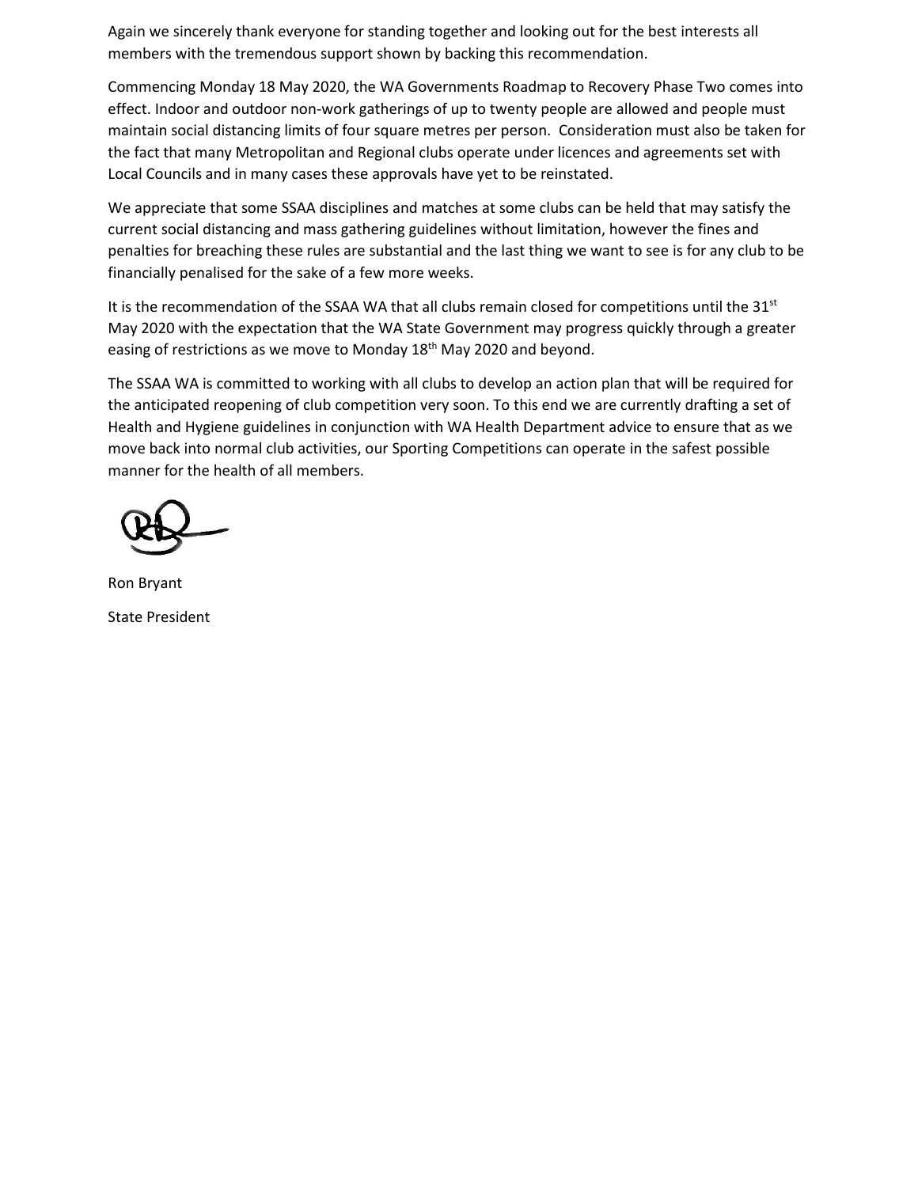Again we sincerely thank everyone for standing together and looking out for the best interests all members with the tremendous support shown by backing this recommendation.

Commencing Monday 18 May 2020, the WA Governments Roadmap to Recovery Phase Two comes into effect. Indoor and outdoor non-work gatherings of up to twenty people are allowed and people must maintain social distancing limits of four square metres per person. Consideration must also be taken for the fact that many Metropolitan and Regional clubs operate under licences and agreements set with Local Councils and in many cases these approvals have yet to be reinstated.

We appreciate that some SSAA disciplines and matches at some clubs can be held that may satisfy the current social distancing and mass gathering guidelines without limitation, however the fines and penalties for breaching these rules are substantial and the last thing we want to see is for any club to be financially penalised for the sake of a few more weeks.

It is the recommendation of the SSAA WA that all clubs remain closed for competitions until the 31st May 2020 with the expectation that the WA State Government may progress quickly through a greater easing of restrictions as we move to Monday 18th May 2020 and beyond.

The SSAA WA is committed to working with all clubs to develop an action plan that will be required for the anticipated reopening of club competition very soon. To this end we are currently drafting a set of Health and Hygiene guidelines in conjunction with WA Health Department advice to ensure that as we move back into normal club activities, our Sporting Competitions can operate in the safest possible manner for the health of all members.

Ron Bryant

State President